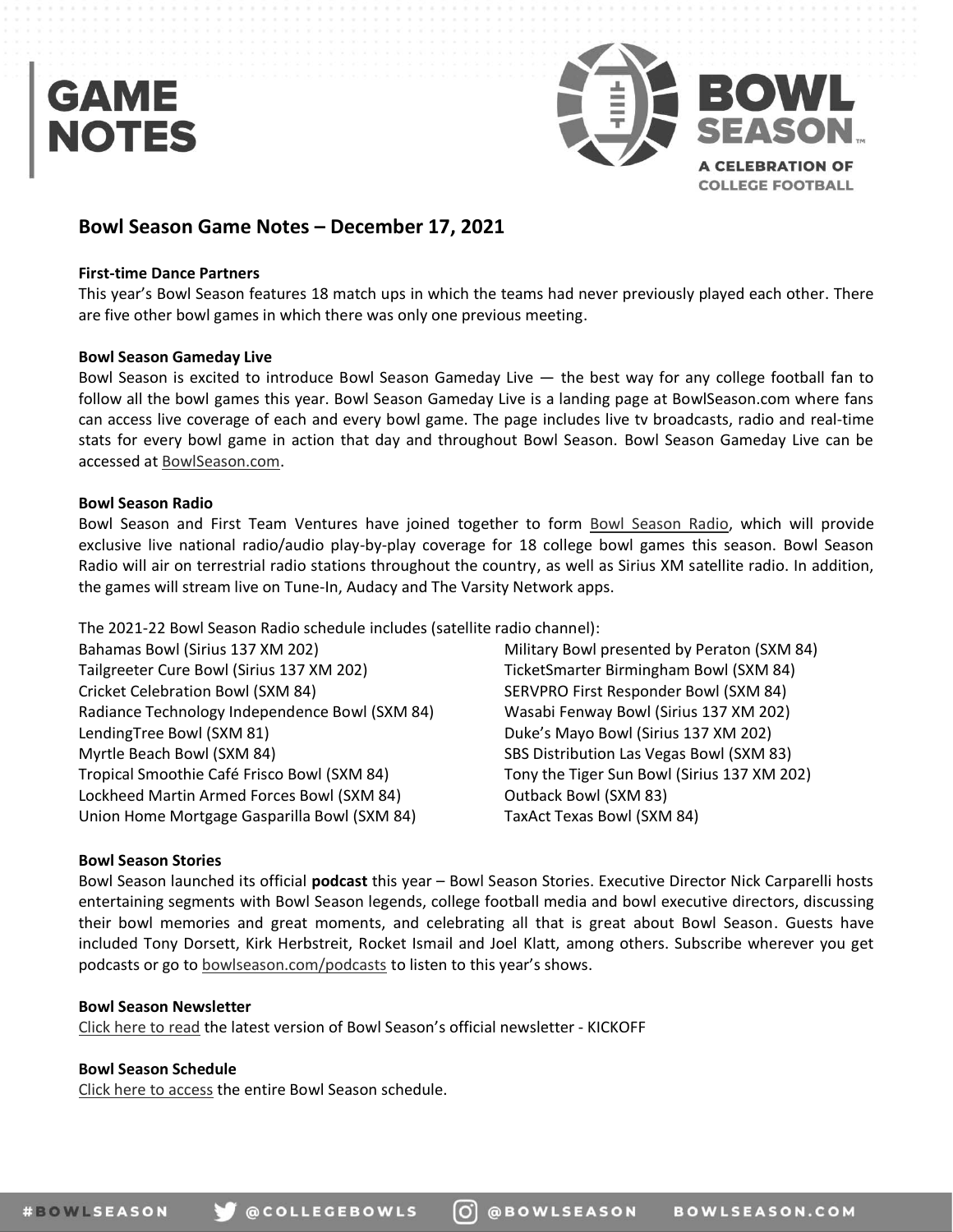# Bowl Season Game Notes – December 17, 2021

### First-time Dance Partners

This year's Bowl Season features 18 match ups in which the teams had never previously played each other. There are five other bowl games in which there was only one previous meeting.

### Bowl Season Gameday Live

Bowl Season is excited to introduce Bowl Season Gameday Live — the best way for any college football fan to follow all the bowl games this year. Bowl Season Gameday Live is a landing page at BowlSeason.com where fans can access live coverage of each and every bowl game. The page includes live tv broadcasts, radio and real-time stats for every bowl game in action that day and throughout Bowl Season. Bowl Season Gameday Live can be accessed at BowlSeason.com.

### Bowl Season Radio

Bowl Season and First Team Ventures have joined together to form Bowl Season Radio, which will provide exclusive live national radio/audio play-by-play coverage for 18 college bowl games this season. Bowl Season Radio will air on terrestrial radio stations throughout the country, as well as Sirius XM satellite radio. In addition, the games will stream live on Tune-In, Audacy and The Varsity Network apps.

The 2021-22 Bowl Season Radio schedule includes (satellite radio channel):

- Bahamas Bowl (Sirius 137 XM 202)
- Tailgreeter Cure Bowl (Sirius 137 XM 202)
- Cricket Celebration Bowl (SXM 84)
- Radiance Technology Independence Bowl (SXM 84)
- LendingTree Bowl (SXM 81)
- Myrtle Beach Bowl (SXM 84)
- Tropical Smoothie Café Frisco Bowl (SXM 84)
- Lockheed Martin Armed Forces Bowl (SXM 84)
- Union Home Mortgage Gasparilla Bowl (SXM 84)
- Military Bowl presented by Peraton (SXM 84)
- TicketSmarter Birmingham Bowl (SXM 84)
- SERVPRO First Responder Bowl (SXM 84)
- Wasabi Fenway Bowl (Sirius 137 XM 202)
- Duke's Mayo Bowl (Sirius 137 XM 202)
- SBS Distribution Las Vegas Bowl (SXM 83)
- Tony the Tiger Sun Bowl (Sirius 137 XM 202)
- Outback Bowl (SXM 83)
- TaxAct Texas Bowl (SXM 84)

### Bowl Season Stories

Bowl Season launched its official **podcast** this year – Bowl Season Stories. Executive Director Nick Carparelli hosts entertaining segments with Bowl Season legends, college football media and bowl executive directors, discussing their bowl memories and great moments, and celebrating all that is great about Bowl Season. Guests have included Tony Dorsett, Kirk Herbstreit, Rocket Ismail and Joel Klatt, among others. Subscribe wherever you get podcasts or go to bowlseason.com/podcasts to listen to this year's shows.

### Bowl Season Newsletter

Click here to read the latest version of Bowl Season's official newsletter - KICKOFF

### Bowl Season Schedule

Click here to access the entire Bowl Season schedule.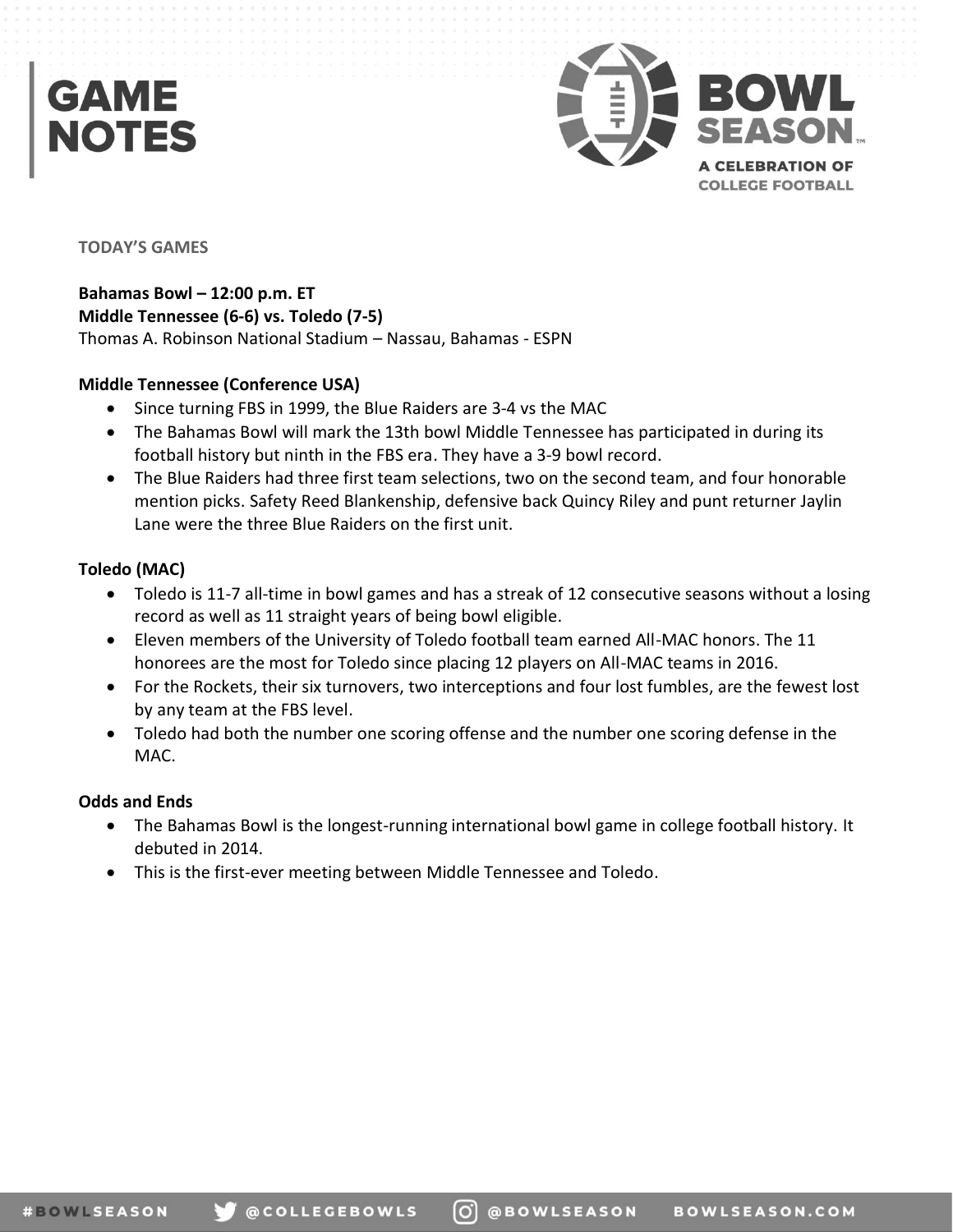# GAME NOTES

**TODAY'S GAMES**

**Bahamas Bowl – 12:00 p.m. ET**
**Middle Tennessee (6-6) vs. Toledo (7-5)**
Thomas A. Robinson National Stadium – Nassau, Bahamas - ESPN

**Middle Tennessee (Conference USA)**

- Since turning FBS in 1999, the Blue Raiders are 3-4 vs the MAC
- The Bahamas Bowl will mark the 13th bowl Middle Tennessee has participated in during its football history but ninth in the FBS era. They have a 3-9 bowl record.
- The Blue Raiders had three first team selections, two on the second team, and four honorable mention picks. Safety Reed Blankenship, defensive back Quincy Riley and punt returner Jaylin Lane were the three Blue Raiders on the first unit.

**Toledo (MAC)**

- Toledo is 11-7 all-time in bowl games and has a streak of 12 consecutive seasons without a losing record as well as 11 straight years of being bowl eligible.
- Eleven members of the University of Toledo football team earned All-MAC honors. The 11 honorees are the most for Toledo since placing 12 players on All-MAC teams in 2016.
- For the Rockets, their six turnovers, two interceptions and four lost fumbles, are the fewest lost by any team at the FBS level.
- Toledo had both the number one scoring offense and the number one scoring defense in the MAC.

**Odds and Ends**

- The Bahamas Bowl is the longest-running international bowl game in college football history. It debuted in 2014.
- This is the first-ever meeting between Middle Tennessee and Toledo.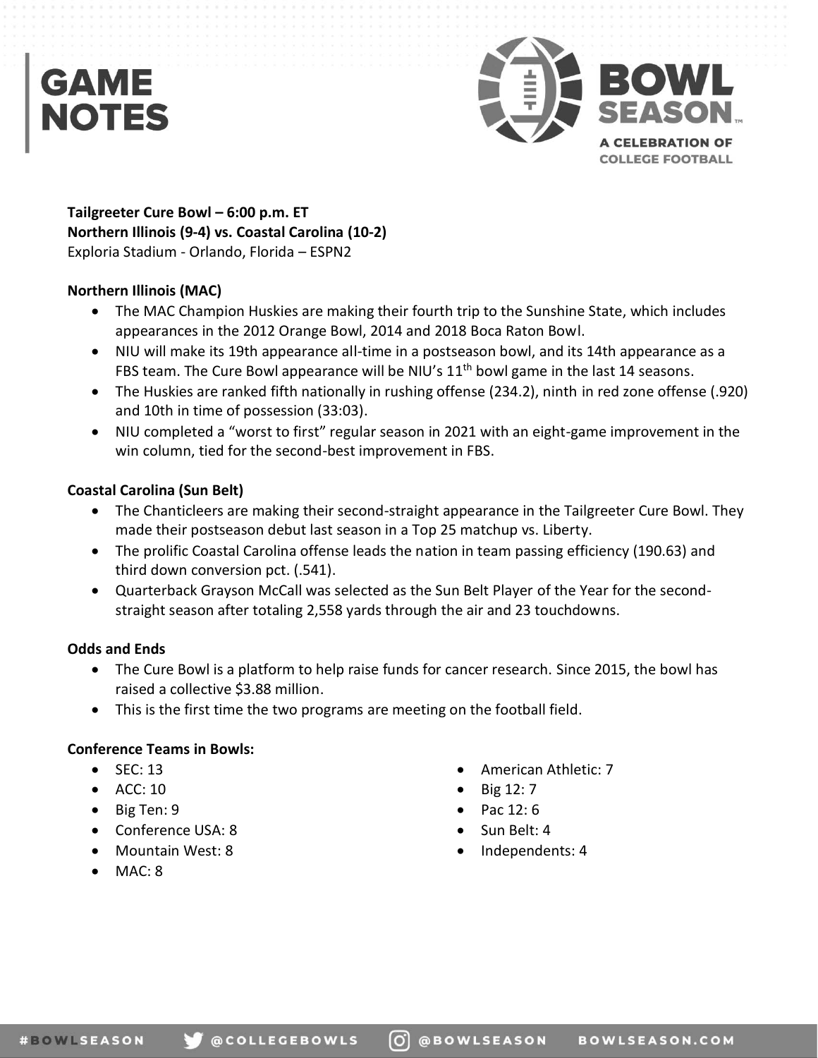# GAME NOTES

**BOWL SEASON**
A CELEBRATION OF COLLEGE FOOTBALL

**Tailgreeter Cure Bowl – 6:00 p.m. ET**
**Northern Illinois (9-4) vs. Coastal Carolina (10-2)**
Exploria Stadium - Orlando, Florida – ESPN2

**Northern Illinois (MAC)**

- The MAC Champion Huskies are making their fourth trip to the Sunshine State, which includes appearances in the 2012 Orange Bowl, 2014 and 2018 Boca Raton Bowl.
- NIU will make its 19th appearance all-time in a postseason bowl, and its 14th appearance as a FBS team. The Cure Bowl appearance will be NIU's 11th bowl game in the last 14 seasons.
- The Huskies are ranked fifth nationally in rushing offense (234.2), ninth in red zone offense (.920) and 10th in time of possession (33:03).
- NIU completed a "worst to first" regular season in 2021 with an eight-game improvement in the win column, tied for the second-best improvement in FBS.

**Coastal Carolina (Sun Belt)**

- The Chanticleers are making their second-straight appearance in the Tailgreeter Cure Bowl. They made their postseason debut last season in a Top 25 matchup vs. Liberty.
- The prolific Coastal Carolina offense leads the nation in team passing efficiency (190.63) and third down conversion pct. (.541).
- Quarterback Grayson McCall was selected as the Sun Belt Player of the Year for the second-straight season after totaling 2,558 yards through the air and 23 touchdowns.

**Odds and Ends**

- The Cure Bowl is a platform to help raise funds for cancer research. Since 2015, the bowl has raised a collective $3.88 million.
- This is the first time the two programs are meeting on the football field.

**Conference Teams in Bowls:**

- SEC: 13
- ACC: 10
- Big Ten: 9
- Conference USA: 8
- Mountain West: 8
- MAC: 8
- American Athletic: 7
- Big 12: 7
- Pac 12: 6
- Sun Belt: 4
- Independents: 4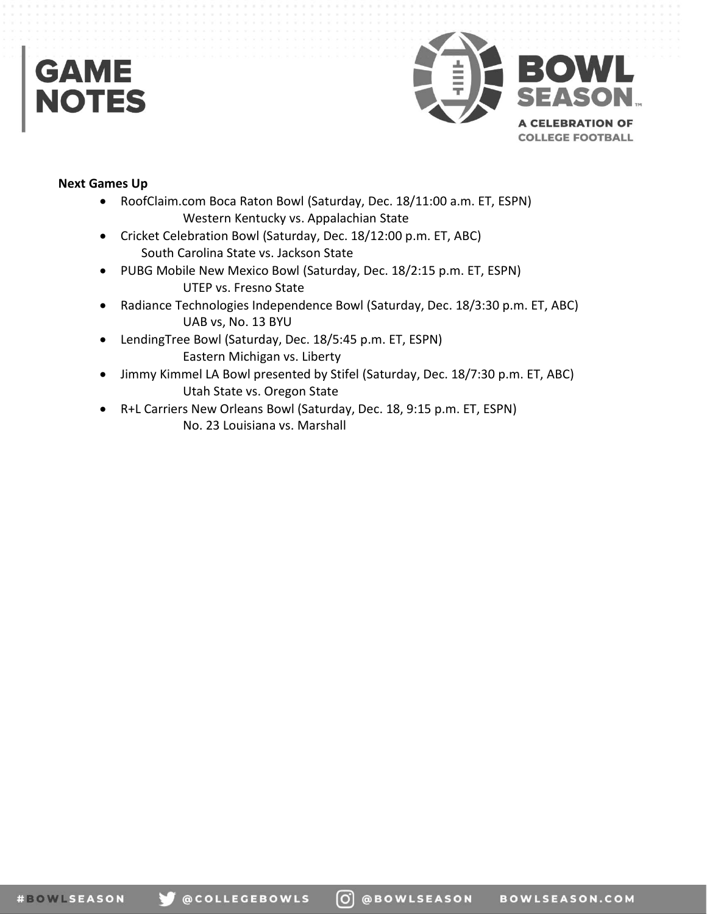**Next Games Up**

- RoofClaim.com Boca Raton Bowl (Saturday, Dec. 18/11:00 a.m. ET, ESPN)
  Western Kentucky vs. Appalachian State
- Cricket Celebration Bowl (Saturday, Dec. 18/12:00 p.m. ET, ABC)
  South Carolina State vs. Jackson State
- PUBG Mobile New Mexico Bowl (Saturday, Dec. 18/2:15 p.m. ET, ESPN)
  UTEP vs. Fresno State
- Radiance Technologies Independence Bowl (Saturday, Dec. 18/3:30 p.m. ET, ABC)
  UAB vs, No. 13 BYU
- LendingTree Bowl (Saturday, Dec. 18/5:45 p.m. ET, ESPN)
  Eastern Michigan vs. Liberty
- Jimmy Kimmel LA Bowl presented by Stifel (Saturday, Dec. 18/7:30 p.m. ET, ABC)
  Utah State vs. Oregon State
- R+L Carriers New Orleans Bowl (Saturday, Dec. 18, 9:15 p.m. ET, ESPN)
  No. 23 Louisiana vs. Marshall